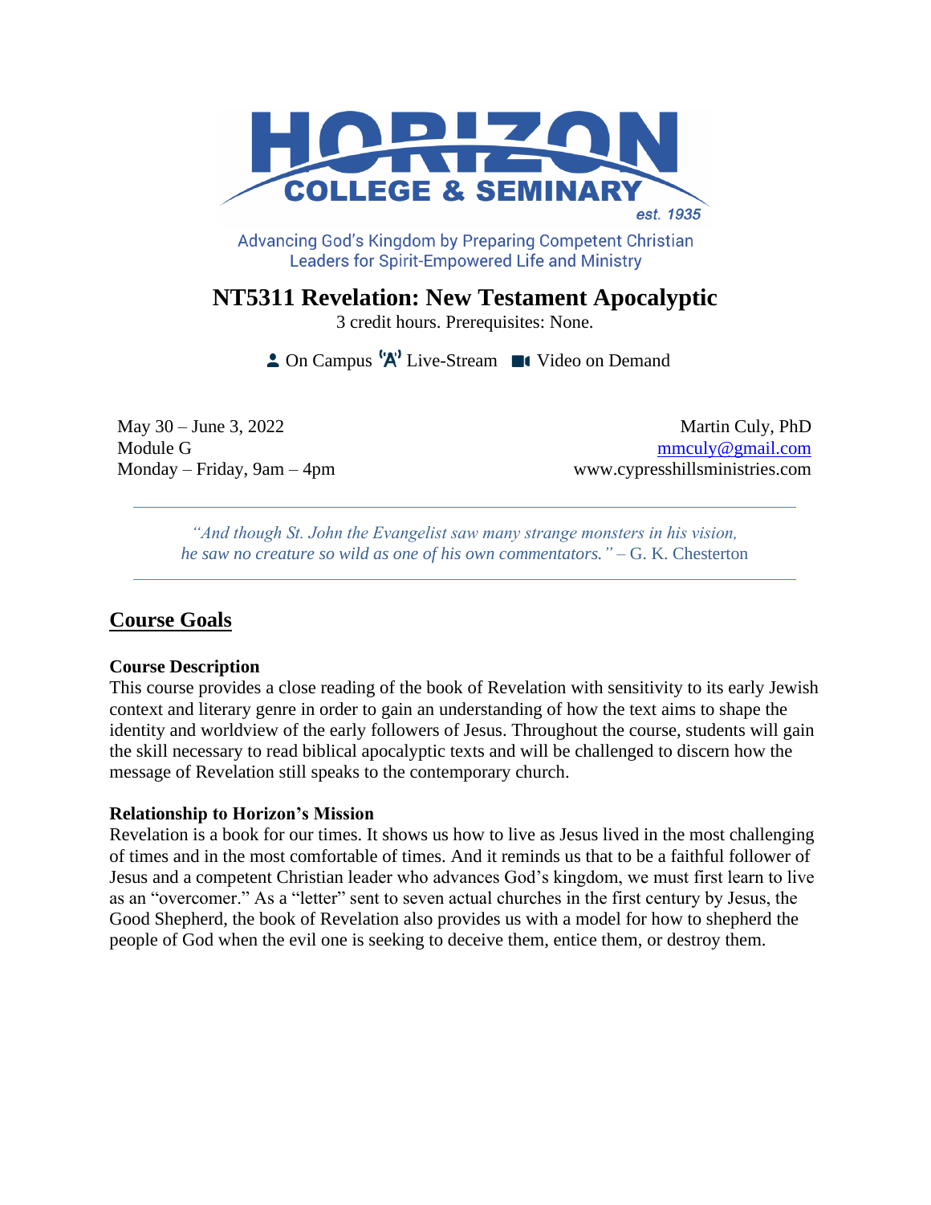HORIZON COLLEGE & SEMINARY est. 1935

Advancing God's Kingdom by Preparing Competent Christian Leaders for Spirit-Empowered Life and Ministry

# NT5311 Revelation: New Testament Apocalyptic

3 credit hours. Prerequisites: None.

On Campus "A" Live-Stream Video on Demand

May 30 – June 3, 2022
Module G
Monday – Friday, 9am – 4pm

Martin Culy, PhD
mmculy@gmail.com
www.cypresshillsministries.com

---

*"And though St. John the Evangelist saw many strange monsters in his vision, he saw no creature so wild as one of his own commentators."* – G. K. Chesterton

---

## Course Goals

**Course Description**

This course provides a close reading of the book of Revelation with sensitivity to its early Jewish context and literary genre in order to gain an understanding of how the text aims to shape the identity and worldview of the early followers of Jesus. Throughout the course, students will gain the skill necessary to read biblical apocalyptic texts and will be challenged to discern how the message of Revelation still speaks to the contemporary church.

**Relationship to Horizon's Mission**

Revelation is a book for our times. It shows us how to live as Jesus lived in the most challenging of times and in the most comfortable of times. And it reminds us that to be a faithful follower of Jesus and a competent Christian leader who advances God's kingdom, we must first learn to live as an "overcomer." As a "letter" sent to seven actual churches in the first century by Jesus, the Good Shepherd, the book of Revelation also provides us with a model for how to shepherd the people of God when the evil one is seeking to deceive them, entice them, or destroy them.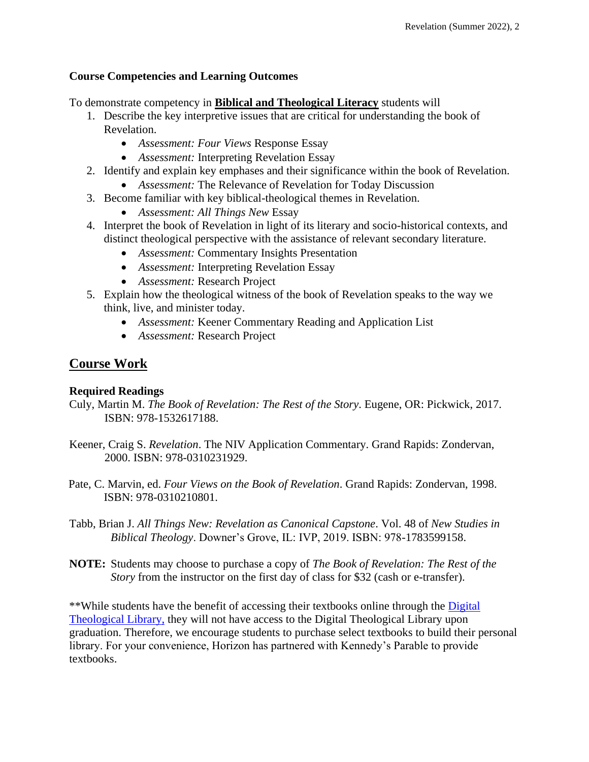**Course Competencies and Learning Outcomes**

To demonstrate competency in **Biblical and Theological Literacy** students will

1. Describe the key interpretive issues that are critical for understanding the book of Revelation.
    - *Assessment: Four Views* Response Essay
    - *Assessment:* Interpreting Revelation Essay
2. Identify and explain key emphases and their significance within the book of Revelation.
    - *Assessment:* The Relevance of Revelation for Today Discussion
3. Become familiar with key biblical-theological themes in Revelation.
    - *Assessment: All Things New* Essay
4. Interpret the book of Revelation in light of its literary and socio-historical contexts, and distinct theological perspective with the assistance of relevant secondary literature.
    - *Assessment:* Commentary Insights Presentation
    - *Assessment:* Interpreting Revelation Essay
    - *Assessment:* Research Project
5. Explain how the theological witness of the book of Revelation speaks to the way we think, live, and minister today.
    - *Assessment:* Keener Commentary Reading and Application List
    - *Assessment:* Research Project

## Course Work

### Required Readings

Culy, Martin M. *The Book of Revelation: The Rest of the Story*. Eugene, OR: Pickwick, 2017. ISBN: 978-1532617188.

Keener, Craig S. *Revelation*. The NIV Application Commentary. Grand Rapids: Zondervan, 2000. ISBN: 978-0310231929.

Pate, C. Marvin, ed. *Four Views on the Book of Revelation*. Grand Rapids: Zondervan, 1998. ISBN: 978-0310210801.

Tabb, Brian J. *All Things New: Revelation as Canonical Capstone*. Vol. 48 of *New Studies in Biblical Theology*. Downer's Grove, IL: IVP, 2019. ISBN: 978-1783599158.

**NOTE:** Students may choose to purchase a copy of *The Book of Revelation: The Rest of the Story* from the instructor on the first day of class for $32 (cash or e-transfer).

**While students have the benefit of accessing their textbooks online through the Digital Theological Library, they will not have access to the Digital Theological Library upon graduation. Therefore, we encourage students to purchase select textbooks to build their personal library. For your convenience, Horizon has partnered with Kennedy's Parable to provide textbooks.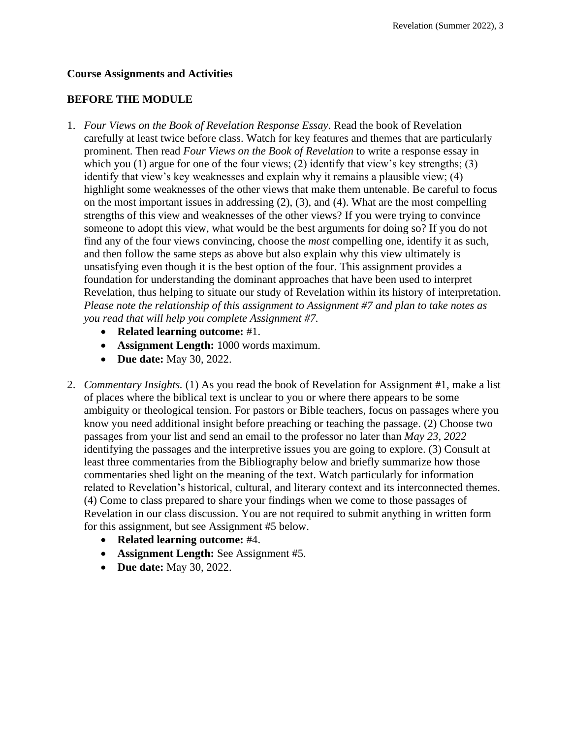**Course Assignments and Activities**

**BEFORE THE MODULE**

1. *Four Views on the Book of Revelation Response Essay*. Read the book of Revelation carefully at least twice before class. Watch for key features and themes that are particularly prominent. Then read *Four Views on the Book of Revelation* to write a response essay in which you (1) argue for one of the four views; (2) identify that view's key strengths; (3) identify that view's key weaknesses and explain why it remains a plausible view; (4) highlight some weaknesses of the other views that make them untenable. Be careful to focus on the most important issues in addressing (2), (3), and (4). What are the most compelling strengths of this view and weaknesses of the other views? If you were trying to convince someone to adopt this view, what would be the best arguments for doing so? If you do not find any of the four views convincing, choose the *most* compelling one, identify it as such, and then follow the same steps as above but also explain why this view ultimately is unsatisfying even though it is the best option of the four. This assignment provides a foundation for understanding the dominant approaches that have been used to interpret Revelation, thus helping to situate our study of Revelation within its history of interpretation. *Please note the relationship of this assignment to Assignment #7 and plan to take notes as you read that will help you complete Assignment #7.*
   - **Related learning outcome:** #1.
   - **Assignment Length:** 1000 words maximum.
   - **Due date:** May 30, 2022.

2. *Commentary Insights.* (1) As you read the book of Revelation for Assignment #1, make a list of places where the biblical text is unclear to you or where there appears to be some ambiguity or theological tension. For pastors or Bible teachers, focus on passages where you know you need additional insight before preaching or teaching the passage. (2) Choose two passages from your list and send an email to the professor no later than *May 23, 2022* identifying the passages and the interpretive issues you are going to explore. (3) Consult at least three commentaries from the Bibliography below and briefly summarize how those commentaries shed light on the meaning of the text. Watch particularly for information related to Revelation's historical, cultural, and literary context and its interconnected themes. (4) Come to class prepared to share your findings when we come to those passages of Revelation in our class discussion. You are not required to submit anything in written form for this assignment, but see Assignment #5 below.
   - **Related learning outcome:** #4.
   - **Assignment Length:** See Assignment #5.
   - **Due date:** May 30, 2022.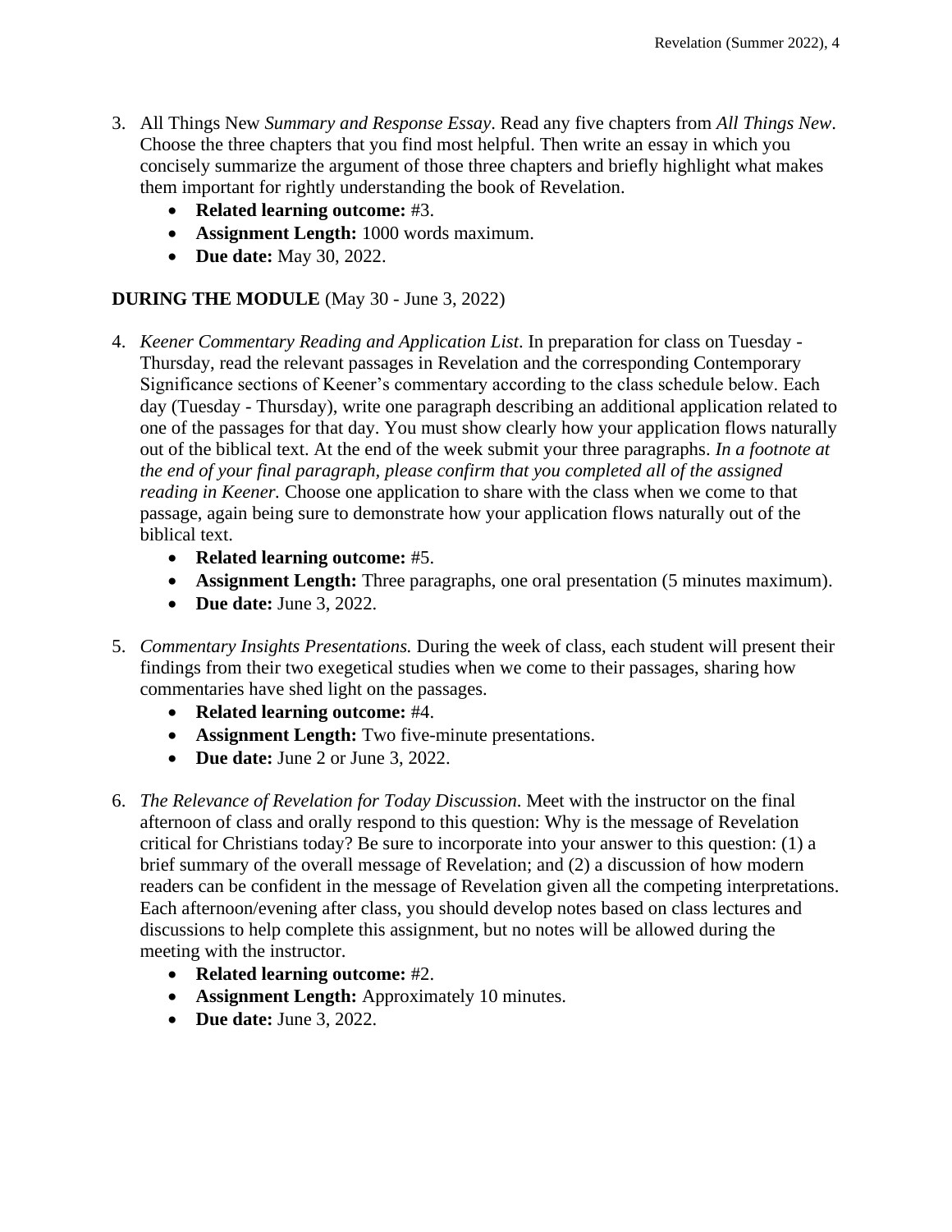3. All Things New *Summary and Response Essay*. Read any five chapters from *All Things New*. Choose the three chapters that you find most helpful. Then write an essay in which you concisely summarize the argument of those three chapters and briefly highlight what makes them important for rightly understanding the book of Revelation.
    - **Related learning outcome:** #3.
    - **Assignment Length:** 1000 words maximum.
    - **Due date:** May 30, 2022.

**DURING THE MODULE** (May 30 - June 3, 2022)

4. *Keener Commentary Reading and Application List*. In preparation for class on Tuesday - Thursday, read the relevant passages in Revelation and the corresponding Contemporary Significance sections of Keener's commentary according to the class schedule below. Each day (Tuesday - Thursday), write one paragraph describing an additional application related to one of the passages for that day. You must show clearly how your application flows naturally out of the biblical text. At the end of the week submit your three paragraphs. *In a footnote at the end of your final paragraph, please confirm that you completed all of the assigned reading in Keener.* Choose one application to share with the class when we come to that passage, again being sure to demonstrate how your application flows naturally out of the biblical text.
    - **Related learning outcome:** #5.
    - **Assignment Length:** Three paragraphs, one oral presentation (5 minutes maximum).
    - **Due date:** June 3, 2022.

5. *Commentary Insights Presentations.* During the week of class, each student will present their findings from their two exegetical studies when we come to their passages, sharing how commentaries have shed light on the passages.
    - **Related learning outcome:** #4.
    - **Assignment Length:** Two five-minute presentations.
    - **Due date:** June 2 or June 3, 2022.

6. *The Relevance of Revelation for Today Discussion*. Meet with the instructor on the final afternoon of class and orally respond to this question: Why is the message of Revelation critical for Christians today? Be sure to incorporate into your answer to this question: (1) a brief summary of the overall message of Revelation; and (2) a discussion of how modern readers can be confident in the message of Revelation given all the competing interpretations. Each afternoon/evening after class, you should develop notes based on class lectures and discussions to help complete this assignment, but no notes will be allowed during the meeting with the instructor.
    - **Related learning outcome:** #2.
    - **Assignment Length:** Approximately 10 minutes.
    - **Due date:** June 3, 2022.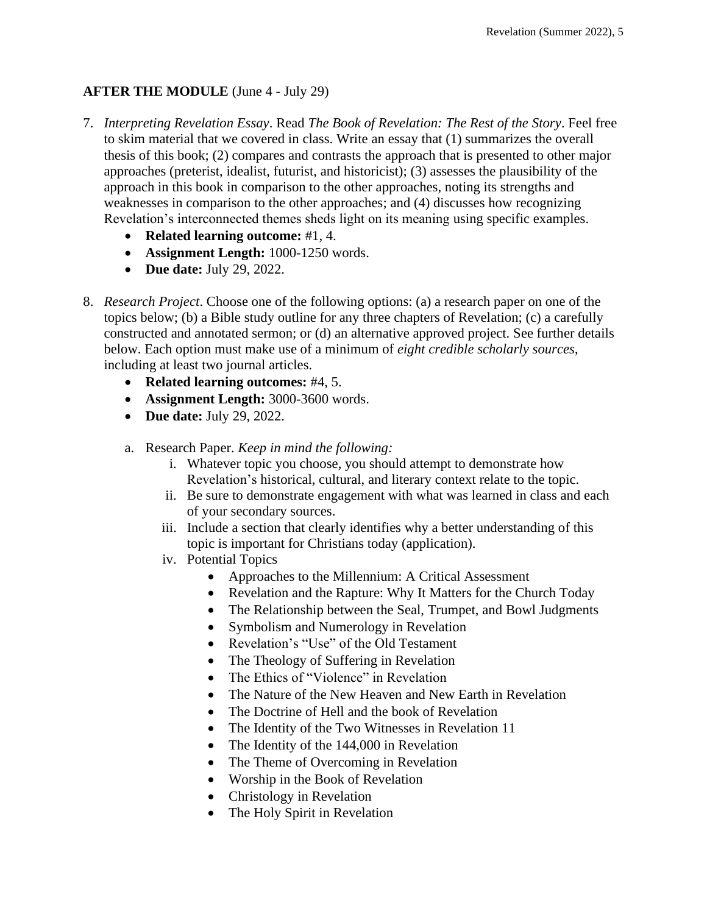**AFTER THE MODULE** (June 4 - July 29)

7. *Interpreting Revelation Essay*. Read *The Book of Revelation: The Rest of the Story*. Feel free to skim material that we covered in class. Write an essay that (1) summarizes the overall thesis of this book; (2) compares and contrasts the approach that is presented to other major approaches (preterist, idealist, futurist, and historicist); (3) assesses the plausibility of the approach in this book in comparison to the other approaches, noting its strengths and weaknesses in comparison to the other approaches; and (4) discusses how recognizing Revelation's interconnected themes sheds light on its meaning using specific examples.
    - **Related learning outcome:** #1, 4.
    - **Assignment Length:** 1000-1250 words.
    - **Due date:** July 29, 2022.

8. *Research Project*. Choose one of the following options: (a) a research paper on one of the topics below; (b) a Bible study outline for any three chapters of Revelation; (c) a carefully constructed and annotated sermon; or (d) an alternative approved project. See further details below. Each option must make use of a minimum of *eight credible scholarly sources*, including at least two journal articles.
    - **Related learning outcomes:** #4, 5.
    - **Assignment Length:** 3000-3600 words.
    - **Due date:** July 29, 2022.

    a. Research Paper. *Keep in mind the following:*
        i. Whatever topic you choose, you should attempt to demonstrate how Revelation's historical, cultural, and literary context relate to the topic.
        ii. Be sure to demonstrate engagement with what was learned in class and each of your secondary sources.
        iii. Include a section that clearly identifies why a better understanding of this topic is important for Christians today (application).
        iv. Potential Topics
            - Approaches to the Millennium: A Critical Assessment
            - Revelation and the Rapture: Why It Matters for the Church Today
            - The Relationship between the Seal, Trumpet, and Bowl Judgments
            - Symbolism and Numerology in Revelation
            - Revelation's "Use" of the Old Testament
            - The Theology of Suffering in Revelation
            - The Ethics of "Violence" in Revelation
            - The Nature of the New Heaven and New Earth in Revelation
            - The Doctrine of Hell and the book of Revelation
            - The Identity of the Two Witnesses in Revelation 11
            - The Identity of the 144,000 in Revelation
            - The Theme of Overcoming in Revelation
            - Worship in the Book of Revelation
            - Christology in Revelation
            - The Holy Spirit in Revelation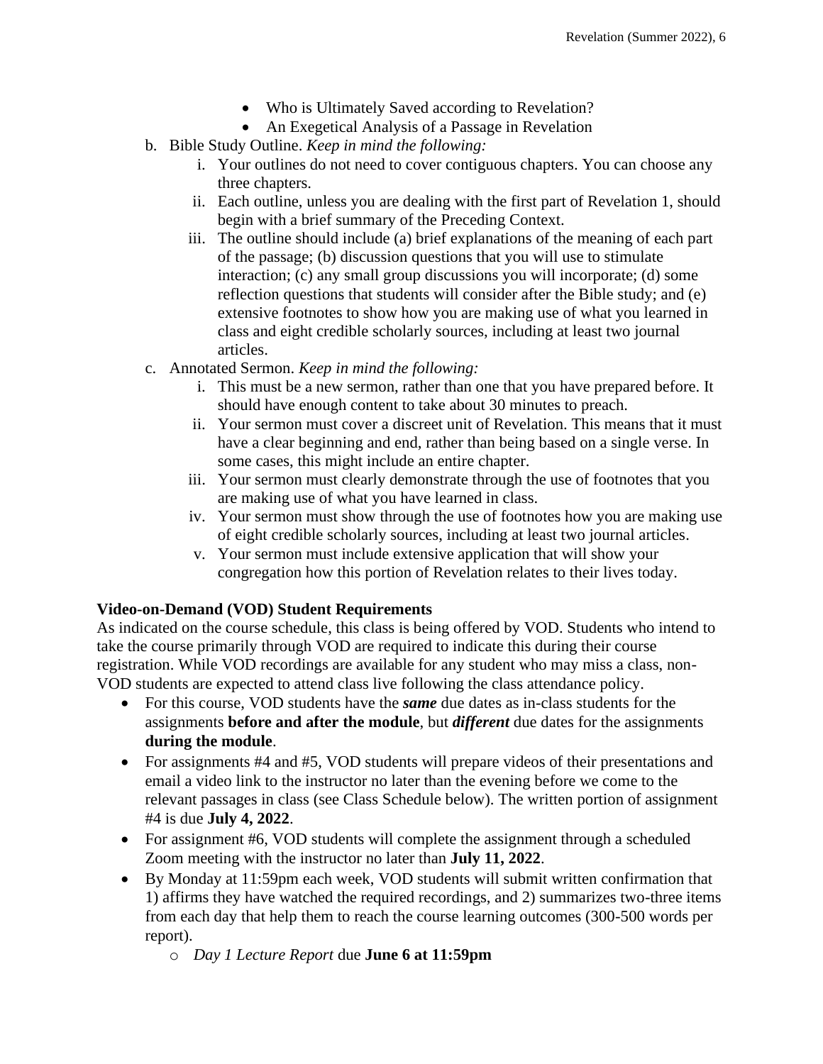- Who is Ultimately Saved according to Revelation?
- An Exegetical Analysis of a Passage in Revelation

b. Bible Study Outline. *Keep in mind the following:*

   i. Your outlines do not need to cover contiguous chapters. You can choose any three chapters.

   ii. Each outline, unless you are dealing with the first part of Revelation 1, should begin with a brief summary of the Preceding Context.

   iii. The outline should include (a) brief explanations of the meaning of each part of the passage; (b) discussion questions that you will use to stimulate interaction; (c) any small group discussions you will incorporate; (d) some reflection questions that students will consider after the Bible study; and (e) extensive footnotes to show how you are making use of what you learned in class and eight credible scholarly sources, including at least two journal articles.

c. Annotated Sermon. *Keep in mind the following:*

   i. This must be a new sermon, rather than one that you have prepared before. It should have enough content to take about 30 minutes to preach.

   ii. Your sermon must cover a discreet unit of Revelation. This means that it must have a clear beginning and end, rather than being based on a single verse. In some cases, this might include an entire chapter.

   iii. Your sermon must clearly demonstrate through the use of footnotes that you are making use of what you have learned in class.

   iv. Your sermon must show through the use of footnotes how you are making use of eight credible scholarly sources, including at least two journal articles.

   v. Your sermon must include extensive application that will show your congregation how this portion of Revelation relates to their lives today.

**Video-on-Demand (VOD) Student Requirements**

As indicated on the course schedule, this class is being offered by VOD. Students who intend to take the course primarily through VOD are required to indicate this during their course registration. While VOD recordings are available for any student who may miss a class, non-VOD students are expected to attend class live following the class attendance policy.

- For this course, VOD students have the ***same*** due dates as in-class students for the assignments **before and after the module**, but ***different*** due dates for the assignments **during the module**.
- For assignments #4 and #5, VOD students will prepare videos of their presentations and email a video link to the instructor no later than the evening before we come to the relevant passages in class (see Class Schedule below). The written portion of assignment #4 is due **July 4, 2022**.
- For assignment #6, VOD students will complete the assignment through a scheduled Zoom meeting with the instructor no later than **July 11, 2022**.
- By Monday at 11:59pm each week, VOD students will submit written confirmation that 1) affirms they have watched the required recordings, and 2) summarizes two-three items from each day that help them to reach the course learning outcomes (300-500 words per report).
  - *Day 1 Lecture Report* due **June 6 at 11:59pm**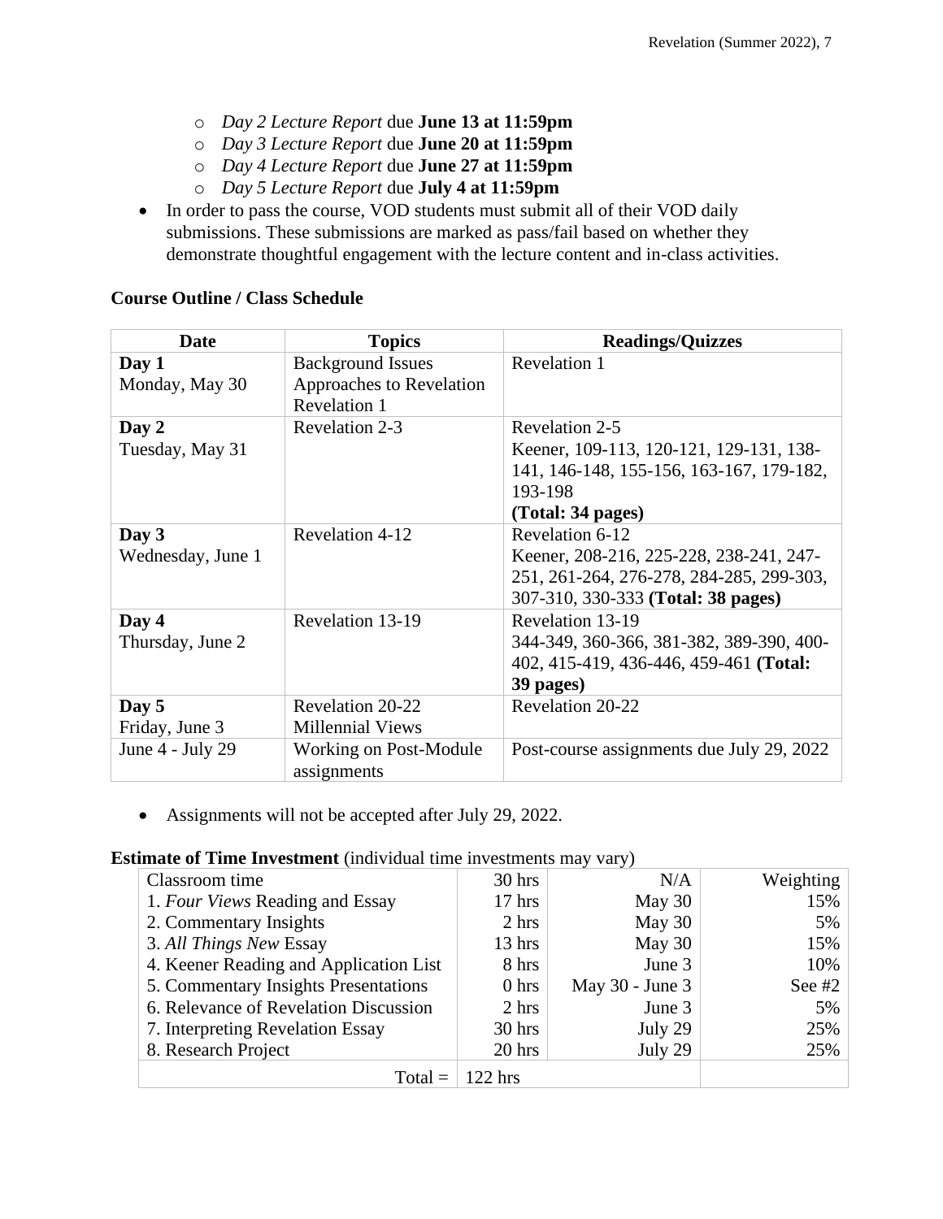- *Day 2 Lecture Report* due **June 13 at 11:59pm**
  - *Day 3 Lecture Report* due **June 20 at 11:59pm**
  - *Day 4 Lecture Report* due **June 27 at 11:59pm**
  - *Day 5 Lecture Report* due **July 4 at 11:59pm**
- In order to pass the course, VOD students must submit all of their VOD daily submissions. These submissions are marked as pass/fail based on whether they demonstrate thoughtful engagement with the lecture content and in-class activities.

**Course Outline / Class Schedule**

| Date | Topics | Readings/Quizzes |
|---|---|---|
| **Day 1**<br>Monday, May 30 | Background Issues<br>Approaches to Revelation<br>Revelation 1 | Revelation 1 |
| **Day 2**<br>Tuesday, May 31 | Revelation 2-3 | Revelation 2-5<br>Keener, 109-113, 120-121, 129-131, 138-141, 146-148, 155-156, 163-167, 179-182, 193-198<br>**(Total: 34 pages)** |
| **Day 3**<br>Wednesday, June 1 | Revelation 4-12 | Revelation 6-12<br>Keener, 208-216, 225-228, 238-241, 247-251, 261-264, 276-278, 284-285, 299-303, 307-310, 330-333 **(Total: 38 pages)** |
| **Day 4**<br>Thursday, June 2 | Revelation 13-19 | Revelation 13-19<br>344-349, 360-366, 381-382, 389-390, 400-402, 415-419, 436-446, 459-461 **(Total: 39 pages)** |
| **Day 5**<br>Friday, June 3 | Revelation 20-22<br>Millennial Views | Revelation 20-22 |
| June 4 - July 29 | Working on Post-Module assignments | Post-course assignments due July 29, 2022 |

- Assignments will not be accepted after July 29, 2022.

**Estimate of Time Investment** (individual time investments may vary)

| Classroom time | 30 hrs | N/A | Weighting |
|---|---|---|---|
| 1. *Four Views* Reading and Essay | 17 hrs | May 30 | 15% |
| 2. Commentary Insights | 2 hrs | May 30 | 5% |
| 3. *All Things New* Essay | 13 hrs | May 30 | 15% |
| 4. Keener Reading and Application List | 8 hrs | June 3 | 10% |
| 5. Commentary Insights Presentations | 0 hrs | May 30 - June 3 | See #2 |
| 6. Relevance of Revelation Discussion | 2 hrs | June 3 | 5% |
| 7. Interpreting Revelation Essay | 30 hrs | July 29 | 25% |
| 8. Research Project | 20 hrs | July 29 | 25% |
| Total = | 122 hrs | | |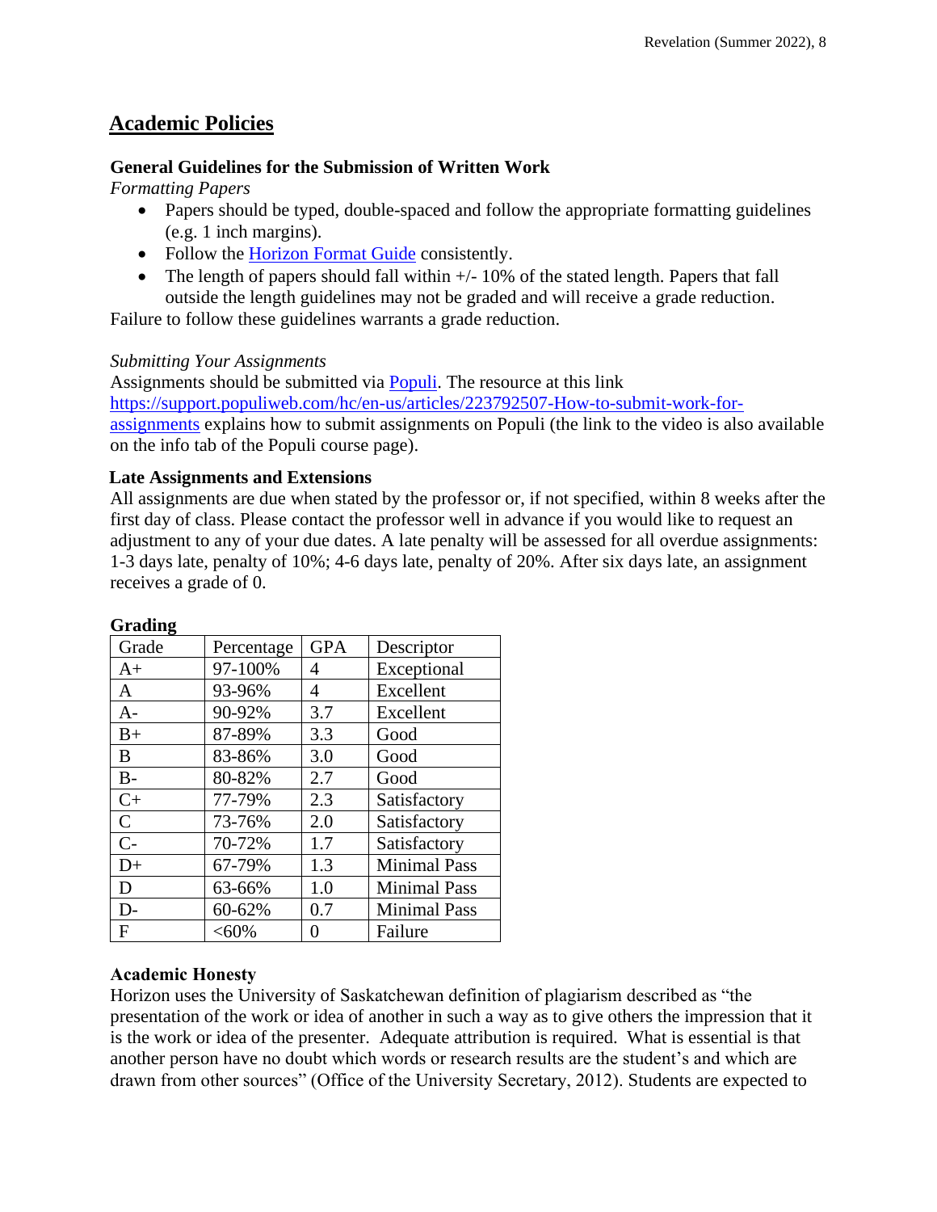## Academic Policies

### General Guidelines for the Submission of Written Work

*Formatting Papers*

- Papers should be typed, double-spaced and follow the appropriate formatting guidelines (e.g. 1 inch margins).
- Follow the [Horizon Format Guide](#) consistently.
- The length of papers should fall within +/- 10% of the stated length. Papers that fall outside the length guidelines may not be graded and will receive a grade reduction.

Failure to follow these guidelines warrants a grade reduction.

*Submitting Your Assignments*

Assignments should be submitted via [Populi](#). The resource at this link [https://support.populiweb.com/hc/en-us/articles/223792507-How-to-submit-work-for-assignments](https://support.populiweb.com/hc/en-us/articles/223792507-How-to-submit-work-for-assignments) explains how to submit assignments on Populi (the link to the video is also available on the info tab of the Populi course page).

### Late Assignments and Extensions

All assignments are due when stated by the professor or, if not specified, within 8 weeks after the first day of class. Please contact the professor well in advance if you would like to request an adjustment to any of your due dates. A late penalty will be assessed for all overdue assignments: 1-3 days late, penalty of 10%; 4-6 days late, penalty of 20%. After six days late, an assignment receives a grade of 0.

### Grading

| Grade | Percentage | GPA | Descriptor |
|---|---|---|---|
| A+ | 97-100% | 4 | Exceptional |
| A | 93-96% | 4 | Excellent |
| A- | 90-92% | 3.7 | Excellent |
| B+ | 87-89% | 3.3 | Good |
| B | 83-86% | 3.0 | Good |
| B- | 80-82% | 2.7 | Good |
| C+ | 77-79% | 2.3 | Satisfactory |
| C | 73-76% | 2.0 | Satisfactory |
| C- | 70-72% | 1.7 | Satisfactory |
| D+ | 67-79% | 1.3 | Minimal Pass |
| D | 63-66% | 1.0 | Minimal Pass |
| D- | 60-62% | 0.7 | Minimal Pass |
| F | <60% | 0 | Failure |

### Academic Honesty

Horizon uses the University of Saskatchewan definition of plagiarism described as "the presentation of the work or idea of another in such a way as to give others the impression that it is the work or idea of the presenter. Adequate attribution is required. What is essential is that another person have no doubt which words or research results are the student's and which are drawn from other sources" (Office of the University Secretary, 2012). Students are expected to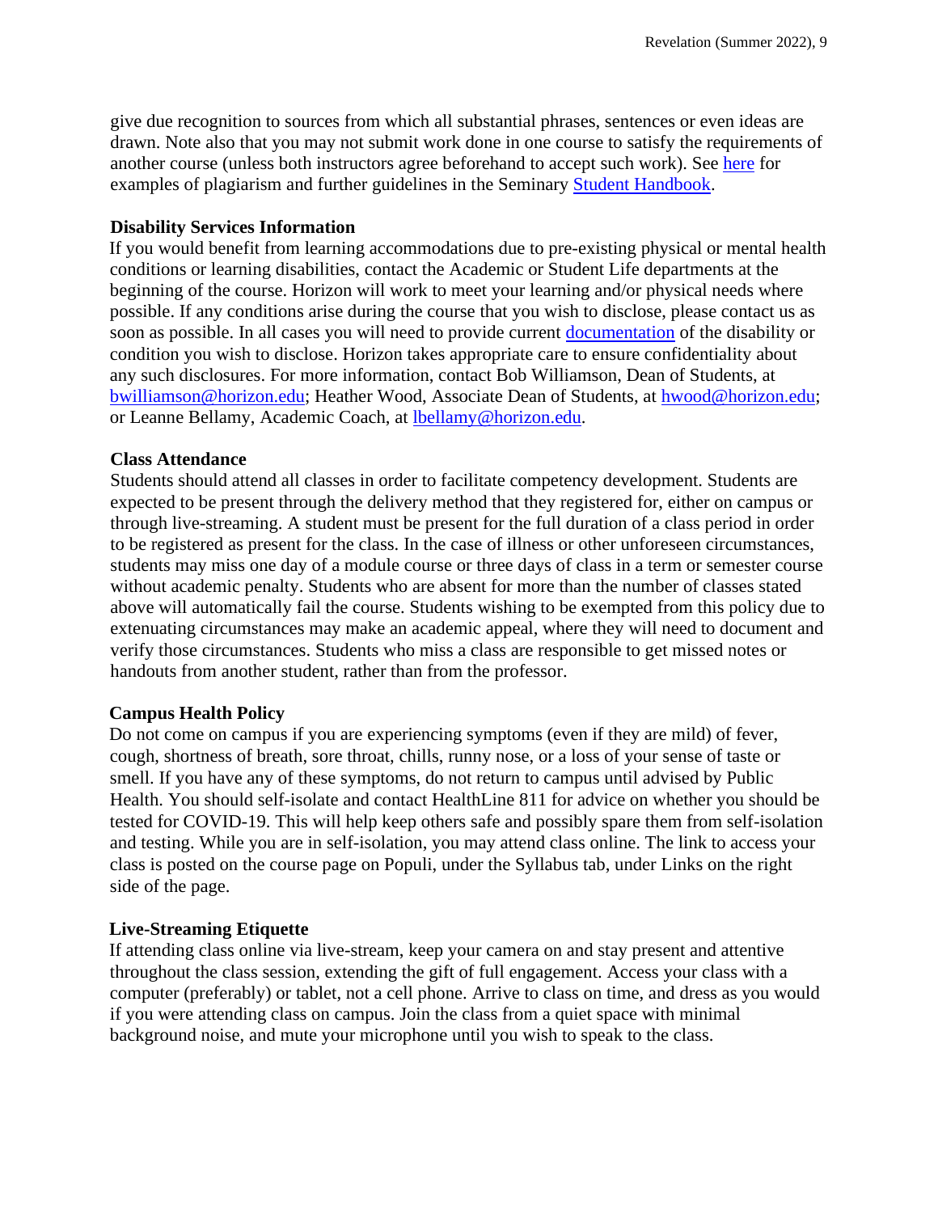give due recognition to sources from which all substantial phrases, sentences or even ideas are drawn. Note also that you may not submit work done in one course to satisfy the requirements of another course (unless both instructors agree beforehand to accept such work). See [here]() for examples of plagiarism and further guidelines in the Seminary [Student Handbook]().

**Disability Services Information**

If you would benefit from learning accommodations due to pre-existing physical or mental health conditions or learning disabilities, contact the Academic or Student Life departments at the beginning of the course. Horizon will work to meet your learning and/or physical needs where possible. If any conditions arise during the course that you wish to disclose, please contact us as soon as possible. In all cases you will need to provide current [documentation]() of the disability or condition you wish to disclose. Horizon takes appropriate care to ensure confidentiality about any such disclosures. For more information, contact Bob Williamson, Dean of Students, at bwilliamson@horizon.edu; Heather Wood, Associate Dean of Students, at hwood@horizon.edu; or Leanne Bellamy, Academic Coach, at lbellamy@horizon.edu.

**Class Attendance**

Students should attend all classes in order to facilitate competency development. Students are expected to be present through the delivery method that they registered for, either on campus or through live-streaming. A student must be present for the full duration of a class period in order to be registered as present for the class. In the case of illness or other unforeseen circumstances, students may miss one day of a module course or three days of class in a term or semester course without academic penalty. Students who are absent for more than the number of classes stated above will automatically fail the course. Students wishing to be exempted from this policy due to extenuating circumstances may make an academic appeal, where they will need to document and verify those circumstances. Students who miss a class are responsible to get missed notes or handouts from another student, rather than from the professor.

**Campus Health Policy**

Do not come on campus if you are experiencing symptoms (even if they are mild) of fever, cough, shortness of breath, sore throat, chills, runny nose, or a loss of your sense of taste or smell. If you have any of these symptoms, do not return to campus until advised by Public Health. You should self-isolate and contact HealthLine 811 for advice on whether you should be tested for COVID-19. This will help keep others safe and possibly spare them from self-isolation and testing. While you are in self-isolation, you may attend class online. The link to access your class is posted on the course page on Populi, under the Syllabus tab, under Links on the right side of the page.

**Live-Streaming Etiquette**

If attending class online via live-stream, keep your camera on and stay present and attentive throughout the class session, extending the gift of full engagement. Access your class with a computer (preferably) or tablet, not a cell phone. Arrive to class on time, and dress as you would if you were attending class on campus. Join the class from a quiet space with minimal background noise, and mute your microphone until you wish to speak to the class.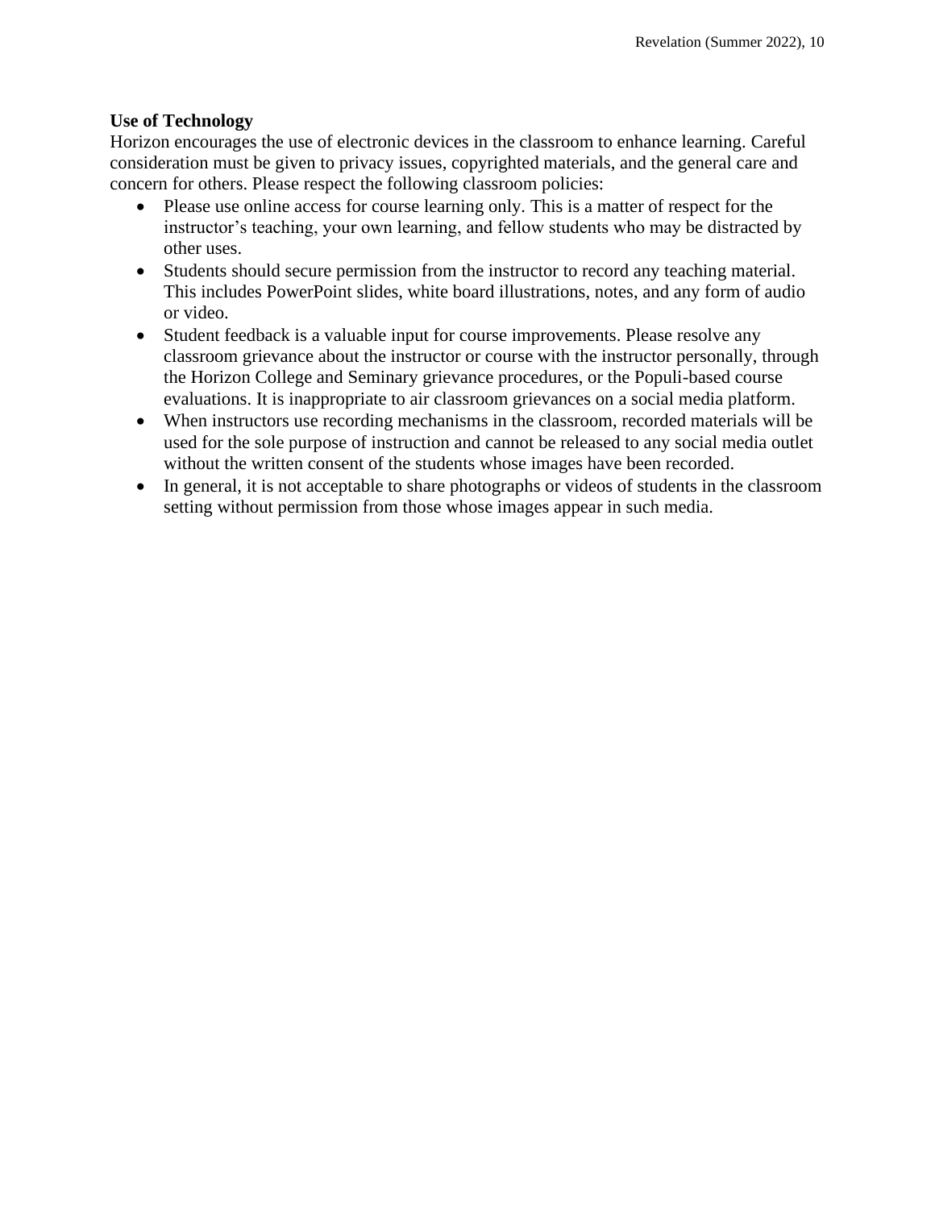**Use of Technology**

Horizon encourages the use of electronic devices in the classroom to enhance learning. Careful consideration must be given to privacy issues, copyrighted materials, and the general care and concern for others. Please respect the following classroom policies:

- Please use online access for course learning only. This is a matter of respect for the instructor's teaching, your own learning, and fellow students who may be distracted by other uses.
- Students should secure permission from the instructor to record any teaching material. This includes PowerPoint slides, white board illustrations, notes, and any form of audio or video.
- Student feedback is a valuable input for course improvements. Please resolve any classroom grievance about the instructor or course with the instructor personally, through the Horizon College and Seminary grievance procedures, or the Populi-based course evaluations. It is inappropriate to air classroom grievances on a social media platform.
- When instructors use recording mechanisms in the classroom, recorded materials will be used for the sole purpose of instruction and cannot be released to any social media outlet without the written consent of the students whose images have been recorded.
- In general, it is not acceptable to share photographs or videos of students in the classroom setting without permission from those whose images appear in such media.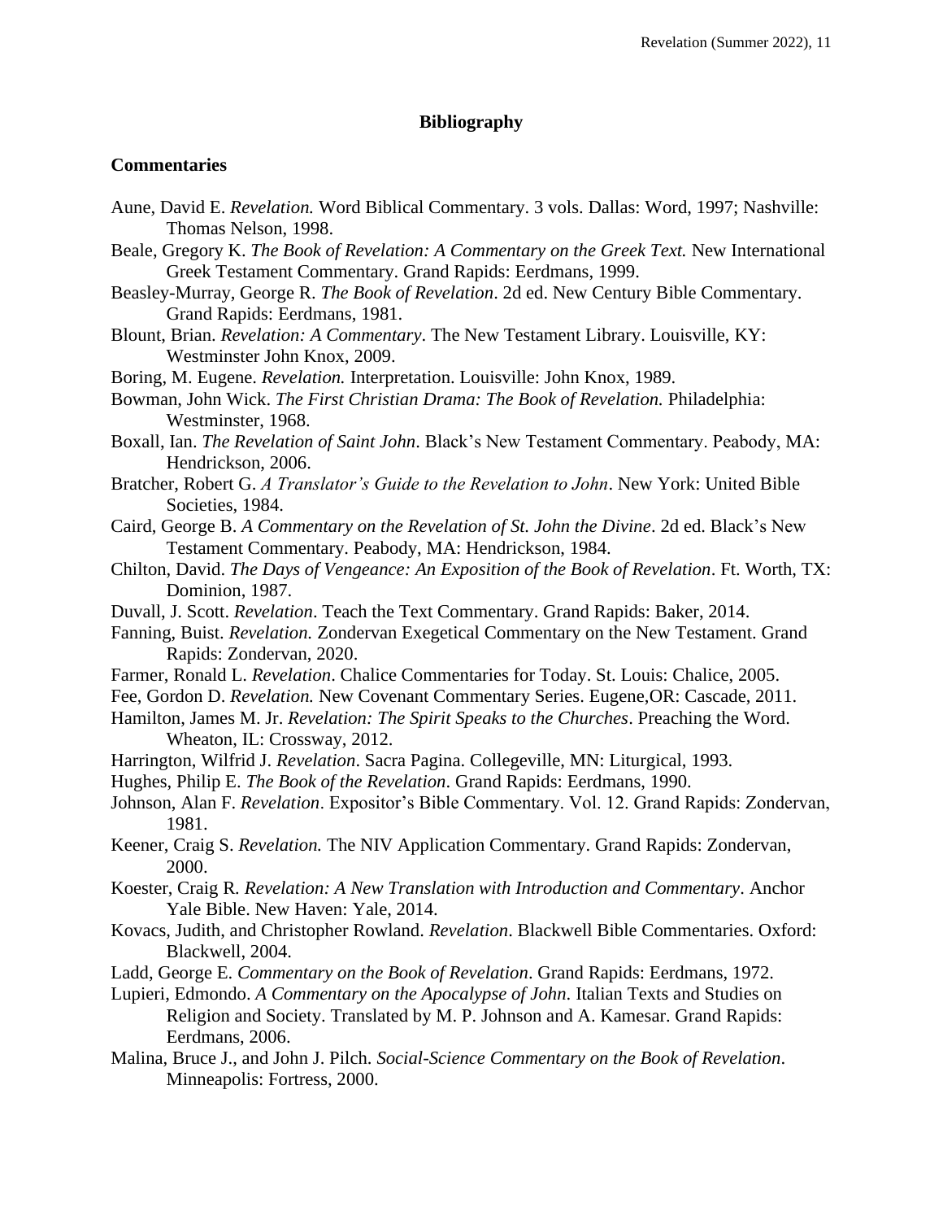# Bibliography

## Commentaries

Aune, David E. *Revelation.* Word Biblical Commentary. 3 vols. Dallas: Word, 1997; Nashville: Thomas Nelson, 1998.

Beale, Gregory K. *The Book of Revelation: A Commentary on the Greek Text.* New International Greek Testament Commentary. Grand Rapids: Eerdmans, 1999.

Beasley-Murray, George R. *The Book of Revelation*. 2d ed. New Century Bible Commentary. Grand Rapids: Eerdmans, 1981.

Blount, Brian. *Revelation: A Commentary*. The New Testament Library. Louisville, KY: Westminster John Knox, 2009.

Boring, M. Eugene. *Revelation.* Interpretation. Louisville: John Knox, 1989.

Bowman, John Wick. *The First Christian Drama: The Book of Revelation.* Philadelphia: Westminster, 1968.

Boxall, Ian. *The Revelation of Saint John*. Black's New Testament Commentary. Peabody, MA: Hendrickson, 2006.

Bratcher, Robert G. *A Translator's Guide to the Revelation to John*. New York: United Bible Societies, 1984.

Caird, George B. *A Commentary on the Revelation of St. John the Divine*. 2d ed. Black's New Testament Commentary. Peabody, MA: Hendrickson, 1984.

Chilton, David. *The Days of Vengeance: An Exposition of the Book of Revelation*. Ft. Worth, TX: Dominion, 1987.

Duvall, J. Scott. *Revelation*. Teach the Text Commentary. Grand Rapids: Baker, 2014.

Fanning, Buist. *Revelation.* Zondervan Exegetical Commentary on the New Testament. Grand Rapids: Zondervan, 2020.

Farmer, Ronald L. *Revelation*. Chalice Commentaries for Today. St. Louis: Chalice, 2005.

Fee, Gordon D. *Revelation.* New Covenant Commentary Series. Eugene,OR: Cascade, 2011.

Hamilton, James M. Jr. *Revelation: The Spirit Speaks to the Churches*. Preaching the Word. Wheaton, IL: Crossway, 2012.

Harrington, Wilfrid J. *Revelation*. Sacra Pagina. Collegeville, MN: Liturgical, 1993.

Hughes, Philip E. *The Book of the Revelation*. Grand Rapids: Eerdmans, 1990.

Johnson, Alan F. *Revelation*. Expositor's Bible Commentary. Vol. 12. Grand Rapids: Zondervan, 1981.

Keener, Craig S. *Revelation.* The NIV Application Commentary. Grand Rapids: Zondervan, 2000.

Koester, Craig R. *Revelation: A New Translation with Introduction and Commentary*. Anchor Yale Bible. New Haven: Yale, 2014.

Kovacs, Judith, and Christopher Rowland. *Revelation*. Blackwell Bible Commentaries. Oxford: Blackwell, 2004.

Ladd, George E. *Commentary on the Book of Revelation*. Grand Rapids: Eerdmans, 1972.

Lupieri, Edmondo. *A Commentary on the Apocalypse of John*. Italian Texts and Studies on Religion and Society. Translated by M. P. Johnson and A. Kamesar. Grand Rapids: Eerdmans, 2006.

Malina, Bruce J., and John J. Pilch. *Social-Science Commentary on the Book of Revelation*. Minneapolis: Fortress, 2000.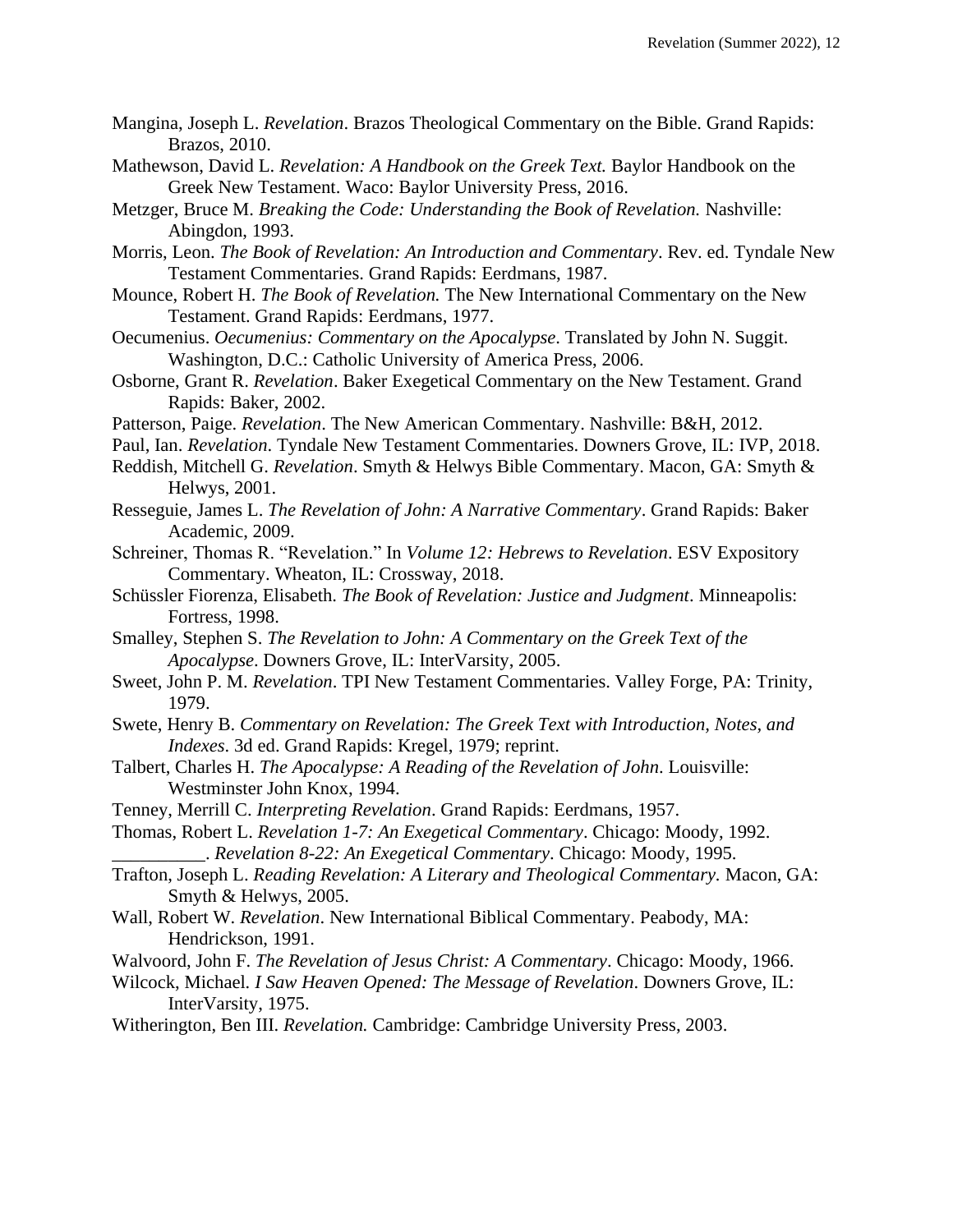Mangina, Joseph L. *Revelation*. Brazos Theological Commentary on the Bible. Grand Rapids: Brazos, 2010.

Mathewson, David L. *Revelation: A Handbook on the Greek Text.* Baylor Handbook on the Greek New Testament. Waco: Baylor University Press, 2016.

Metzger, Bruce M. *Breaking the Code: Understanding the Book of Revelation.* Nashville: Abingdon, 1993.

Morris, Leon. *The Book of Revelation: An Introduction and Commentary*. Rev. ed. Tyndale New Testament Commentaries. Grand Rapids: Eerdmans, 1987.

Mounce, Robert H. *The Book of Revelation.* The New International Commentary on the New Testament. Grand Rapids: Eerdmans, 1977.

Oecumenius. *Oecumenius: Commentary on the Apocalypse*. Translated by John N. Suggit. Washington, D.C.: Catholic University of America Press, 2006.

Osborne, Grant R. *Revelation*. Baker Exegetical Commentary on the New Testament. Grand Rapids: Baker, 2002.

Patterson, Paige. *Revelation*. The New American Commentary. Nashville: B&H, 2012.

Paul, Ian. *Revelation*. Tyndale New Testament Commentaries. Downers Grove, IL: IVP, 2018.

Reddish, Mitchell G. *Revelation*. Smyth & Helwys Bible Commentary. Macon, GA: Smyth & Helwys, 2001.

Resseguie, James L. *The Revelation of John: A Narrative Commentary*. Grand Rapids: Baker Academic, 2009.

Schreiner, Thomas R. "Revelation." In *Volume 12: Hebrews to Revelation*. ESV Expository Commentary. Wheaton, IL: Crossway, 2018.

Schüssler Fiorenza, Elisabeth. *The Book of Revelation: Justice and Judgment*. Minneapolis: Fortress, 1998.

Smalley, Stephen S. *The Revelation to John: A Commentary on the Greek Text of the Apocalypse*. Downers Grove, IL: InterVarsity, 2005.

Sweet, John P. M. *Revelation*. TPI New Testament Commentaries. Valley Forge, PA: Trinity, 1979.

Swete, Henry B. *Commentary on Revelation: The Greek Text with Introduction, Notes, and Indexes*. 3d ed. Grand Rapids: Kregel, 1979; reprint.

Talbert, Charles H. *The Apocalypse: A Reading of the Revelation of John*. Louisville: Westminster John Knox, 1994.

Tenney, Merrill C. *Interpreting Revelation*. Grand Rapids: Eerdmans, 1957.

Thomas, Robert L. *Revelation 1-7: An Exegetical Commentary*. Chicago: Moody, 1992.

__________. *Revelation 8-22: An Exegetical Commentary*. Chicago: Moody, 1995.

Trafton, Joseph L. *Reading Revelation: A Literary and Theological Commentary.* Macon, GA: Smyth & Helwys, 2005.

Wall, Robert W. *Revelation*. New International Biblical Commentary. Peabody, MA: Hendrickson, 1991.

Walvoord, John F. *The Revelation of Jesus Christ: A Commentary*. Chicago: Moody, 1966.

Wilcock, Michael. *I Saw Heaven Opened: The Message of Revelation*. Downers Grove, IL: InterVarsity, 1975.

Witherington, Ben III. *Revelation.* Cambridge: Cambridge University Press, 2003.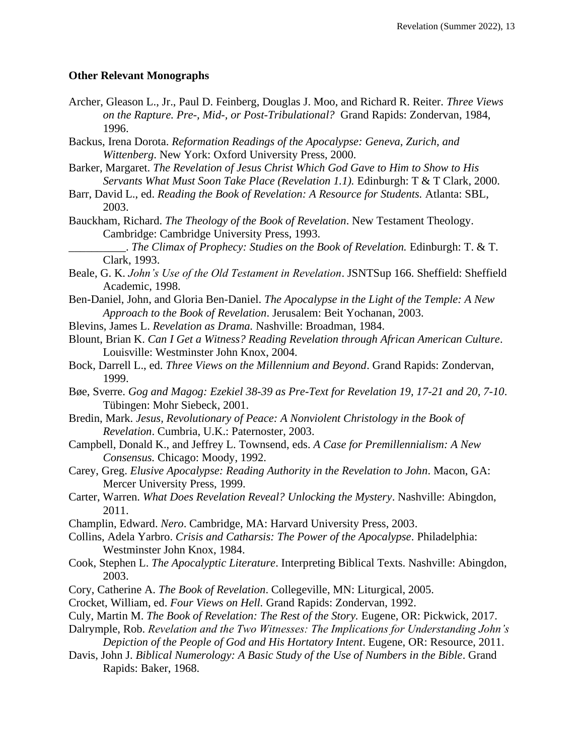**Other Relevant Monographs**

Archer, Gleason L., Jr., Paul D. Feinberg, Douglas J. Moo, and Richard R. Reiter. *Three Views on the Rapture. Pre-, Mid-, or Post-Tribulational?* Grand Rapids: Zondervan, 1984, 1996.

Backus, Irena Dorota. *Reformation Readings of the Apocalypse: Geneva, Zurich, and Wittenberg*. New York: Oxford University Press, 2000.

Barker, Margaret. *The Revelation of Jesus Christ Which God Gave to Him to Show to His Servants What Must Soon Take Place (Revelation 1.1).* Edinburgh: T & T Clark, 2000.

Barr, David L., ed. *Reading the Book of Revelation: A Resource for Students.* Atlanta: SBL, 2003.

Bauckham, Richard. *The Theology of the Book of Revelation*. New Testament Theology. Cambridge: Cambridge University Press, 1993.

__________. *The Climax of Prophecy: Studies on the Book of Revelation.* Edinburgh: T. & T. Clark, 1993.

Beale, G. K. *John's Use of the Old Testament in Revelation*. JSNTSup 166. Sheffield: Sheffield Academic, 1998.

Ben-Daniel, John, and Gloria Ben-Daniel. *The Apocalypse in the Light of the Temple: A New Approach to the Book of Revelation*. Jerusalem: Beit Yochanan, 2003.

Blevins, James L. *Revelation as Drama.* Nashville: Broadman, 1984.

Blount, Brian K. *Can I Get a Witness? Reading Revelation through African American Culture*. Louisville: Westminster John Knox, 2004.

Bock, Darrell L., ed. *Three Views on the Millennium and Beyond*. Grand Rapids: Zondervan, 1999.

Bøe, Sverre. *Gog and Magog: Ezekiel 38-39 as Pre-Text for Revelation 19, 17-21 and 20, 7-10*. Tübingen: Mohr Siebeck, 2001.

Bredin, Mark. *Jesus, Revolutionary of Peace: A Nonviolent Christology in the Book of Revelation*. Cumbria, U.K.: Paternoster, 2003.

Campbell, Donald K., and Jeffrey L. Townsend, eds. *A Case for Premillennialism: A New Consensus.* Chicago: Moody, 1992.

Carey, Greg. *Elusive Apocalypse: Reading Authority in the Revelation to John*. Macon, GA: Mercer University Press, 1999.

Carter, Warren. *What Does Revelation Reveal? Unlocking the Mystery*. Nashville: Abingdon, 2011.

Champlin, Edward. *Nero*. Cambridge, MA: Harvard University Press, 2003.

Collins, Adela Yarbro. *Crisis and Catharsis: The Power of the Apocalypse*. Philadelphia: Westminster John Knox, 1984.

Cook, Stephen L. *The Apocalyptic Literature*. Interpreting Biblical Texts. Nashville: Abingdon, 2003.

Cory, Catherine A. *The Book of Revelation*. Collegeville, MN: Liturgical, 2005.

Crocket, William, ed. *Four Views on Hell.* Grand Rapids: Zondervan, 1992.

Culy, Martin M. *The Book of Revelation: The Rest of the Story.* Eugene, OR: Pickwick, 2017.

Dalrymple, Rob. *Revelation and the Two Witnesses: The Implications for Understanding John's Depiction of the People of God and His Hortatory Intent*. Eugene, OR: Resource, 2011.

Davis, John J. *Biblical Numerology: A Basic Study of the Use of Numbers in the Bible*. Grand Rapids: Baker, 1968.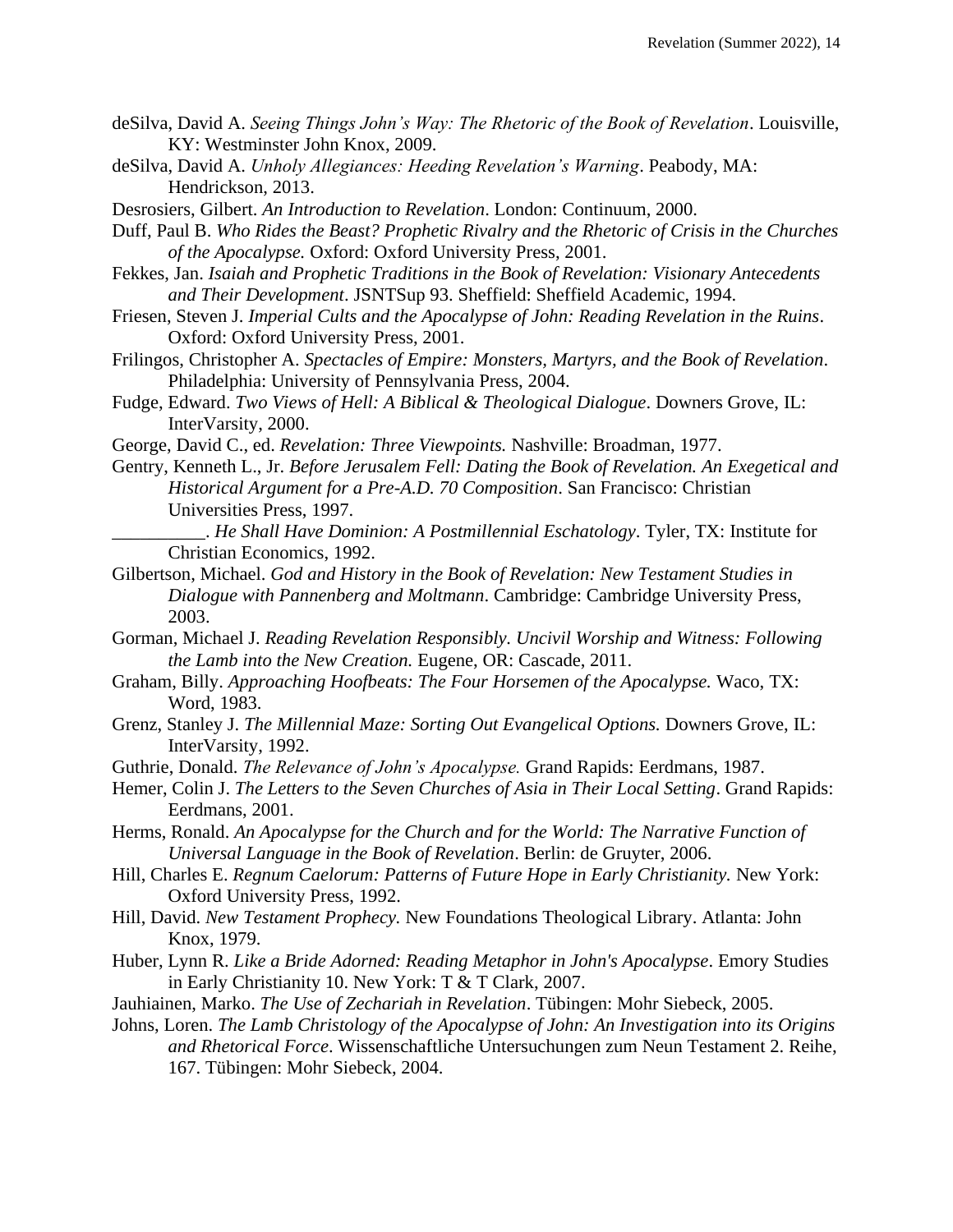deSilva, David A. *Seeing Things John's Way: The Rhetoric of the Book of Revelation*. Louisville, KY: Westminster John Knox, 2009.

deSilva, David A. *Unholy Allegiances: Heeding Revelation's Warning*. Peabody, MA: Hendrickson, 2013.

Desrosiers, Gilbert. *An Introduction to Revelation*. London: Continuum, 2000.

Duff, Paul B. *Who Rides the Beast? Prophetic Rivalry and the Rhetoric of Crisis in the Churches of the Apocalypse.* Oxford: Oxford University Press, 2001.

Fekkes, Jan. *Isaiah and Prophetic Traditions in the Book of Revelation: Visionary Antecedents and Their Development*. JSNTSup 93. Sheffield: Sheffield Academic, 1994.

Friesen, Steven J. *Imperial Cults and the Apocalypse of John: Reading Revelation in the Ruins*. Oxford: Oxford University Press, 2001.

Frilingos, Christopher A. *Spectacles of Empire: Monsters, Martyrs, and the Book of Revelation*. Philadelphia: University of Pennsylvania Press, 2004.

Fudge, Edward. *Two Views of Hell: A Biblical & Theological Dialogue*. Downers Grove, IL: InterVarsity, 2000.

George, David C., ed. *Revelation: Three Viewpoints.* Nashville: Broadman, 1977.

Gentry, Kenneth L., Jr. *Before Jerusalem Fell: Dating the Book of Revelation. An Exegetical and Historical Argument for a Pre-A.D. 70 Composition*. San Francisco: Christian Universities Press, 1997.

__________. *He Shall Have Dominion: A Postmillennial Eschatology*. Tyler, TX: Institute for Christian Economics, 1992.

Gilbertson, Michael. *God and History in the Book of Revelation: New Testament Studies in Dialogue with Pannenberg and Moltmann*. Cambridge: Cambridge University Press, 2003.

Gorman, Michael J. *Reading Revelation Responsibly. Uncivil Worship and Witness: Following the Lamb into the New Creation.* Eugene, OR: Cascade, 2011.

Graham, Billy. *Approaching Hoofbeats: The Four Horsemen of the Apocalypse.* Waco, TX: Word, 1983.

Grenz, Stanley J. *The Millennial Maze: Sorting Out Evangelical Options.* Downers Grove, IL: InterVarsity, 1992.

Guthrie, Donald. *The Relevance of John's Apocalypse.* Grand Rapids: Eerdmans, 1987.

Hemer, Colin J. *The Letters to the Seven Churches of Asia in Their Local Setting*. Grand Rapids: Eerdmans, 2001.

Herms, Ronald. *An Apocalypse for the Church and for the World: The Narrative Function of Universal Language in the Book of Revelation*. Berlin: de Gruyter, 2006.

Hill, Charles E. *Regnum Caelorum: Patterns of Future Hope in Early Christianity.* New York: Oxford University Press, 1992.

Hill, David. *New Testament Prophecy.* New Foundations Theological Library. Atlanta: John Knox, 1979.

Huber, Lynn R. *Like a Bride Adorned: Reading Metaphor in John's Apocalypse*. Emory Studies in Early Christianity 10. New York: T & T Clark, 2007.

Jauhiainen, Marko. *The Use of Zechariah in Revelation*. Tübingen: Mohr Siebeck, 2005.

Johns, Loren. *The Lamb Christology of the Apocalypse of John: An Investigation into its Origins and Rhetorical Force*. Wissenschaftliche Untersuchungen zum Neun Testament 2. Reihe, 167. Tübingen: Mohr Siebeck, 2004.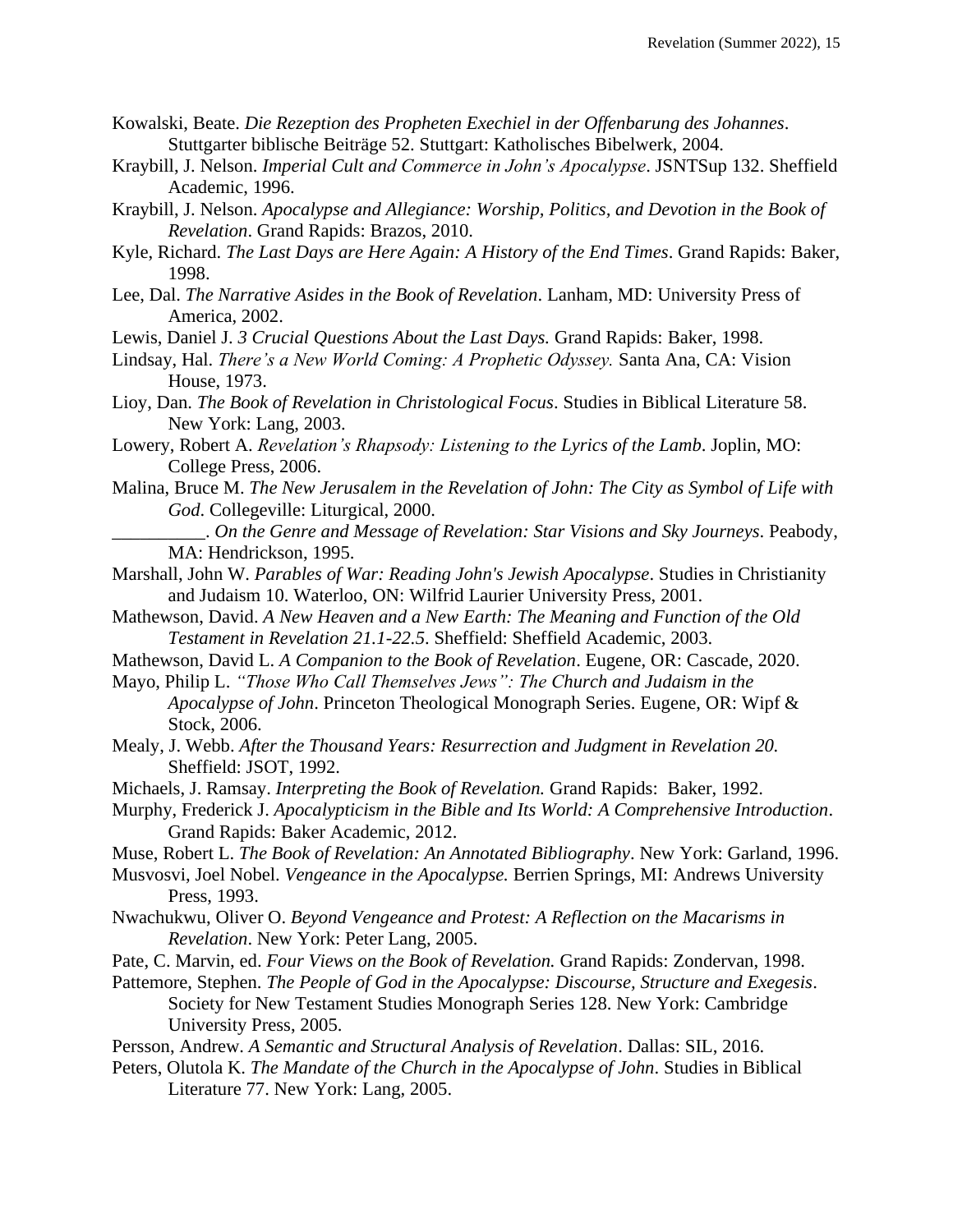Kowalski, Beate. *Die Rezeption des Propheten Exechiel in der Offenbarung des Johannes*. Stuttgarter biblische Beiträge 52. Stuttgart: Katholisches Bibelwerk, 2004.

Kraybill, J. Nelson. *Imperial Cult and Commerce in John's Apocalypse*. JSNTSup 132. Sheffield Academic, 1996.

Kraybill, J. Nelson. *Apocalypse and Allegiance: Worship, Politics, and Devotion in the Book of Revelation*. Grand Rapids: Brazos, 2010.

Kyle, Richard. *The Last Days are Here Again: A History of the End Times*. Grand Rapids: Baker, 1998.

Lee, Dal. *The Narrative Asides in the Book of Revelation*. Lanham, MD: University Press of America, 2002.

Lewis, Daniel J. *3 Crucial Questions About the Last Days.* Grand Rapids: Baker, 1998.

Lindsay, Hal. *There's a New World Coming: A Prophetic Odyssey.* Santa Ana, CA: Vision House, 1973.

Lioy, Dan. *The Book of Revelation in Christological Focus*. Studies in Biblical Literature 58. New York: Lang, 2003.

Lowery, Robert A. *Revelation's Rhapsody: Listening to the Lyrics of the Lamb*. Joplin, MO: College Press, 2006.

Malina, Bruce M. *The New Jerusalem in the Revelation of John: The City as Symbol of Life with God*. Collegeville: Liturgical, 2000.

__________. *On the Genre and Message of Revelation: Star Visions and Sky Journeys*. Peabody, MA: Hendrickson, 1995.

Marshall, John W. *Parables of War: Reading John's Jewish Apocalypse*. Studies in Christianity and Judaism 10. Waterloo, ON: Wilfrid Laurier University Press, 2001.

Mathewson, David. *A New Heaven and a New Earth: The Meaning and Function of the Old Testament in Revelation 21.1-22.5*. Sheffield: Sheffield Academic, 2003.

Mathewson, David L. *A Companion to the Book of Revelation*. Eugene, OR: Cascade, 2020.

Mayo, Philip L. *"Those Who Call Themselves Jews": The Church and Judaism in the Apocalypse of John*. Princeton Theological Monograph Series. Eugene, OR: Wipf & Stock, 2006.

Mealy, J. Webb. *After the Thousand Years: Resurrection and Judgment in Revelation 20.* Sheffield: JSOT, 1992.

Michaels, J. Ramsay. *Interpreting the Book of Revelation.* Grand Rapids: Baker, 1992.

Murphy, Frederick J. *Apocalypticism in the Bible and Its World: A Comprehensive Introduction*. Grand Rapids: Baker Academic, 2012.

Muse, Robert L. *The Book of Revelation: An Annotated Bibliography*. New York: Garland, 1996.

Musvosvi, Joel Nobel. *Vengeance in the Apocalypse.* Berrien Springs, MI: Andrews University Press, 1993.

Nwachukwu, Oliver O. *Beyond Vengeance and Protest: A Reflection on the Macarisms in Revelation*. New York: Peter Lang, 2005.

Pate, C. Marvin, ed. *Four Views on the Book of Revelation.* Grand Rapids: Zondervan, 1998.

Pattemore, Stephen. *The People of God in the Apocalypse: Discourse, Structure and Exegesis*. Society for New Testament Studies Monograph Series 128. New York: Cambridge University Press, 2005.

Persson, Andrew. *A Semantic and Structural Analysis of Revelation*. Dallas: SIL, 2016.

Peters, Olutola K. *The Mandate of the Church in the Apocalypse of John*. Studies in Biblical Literature 77. New York: Lang, 2005.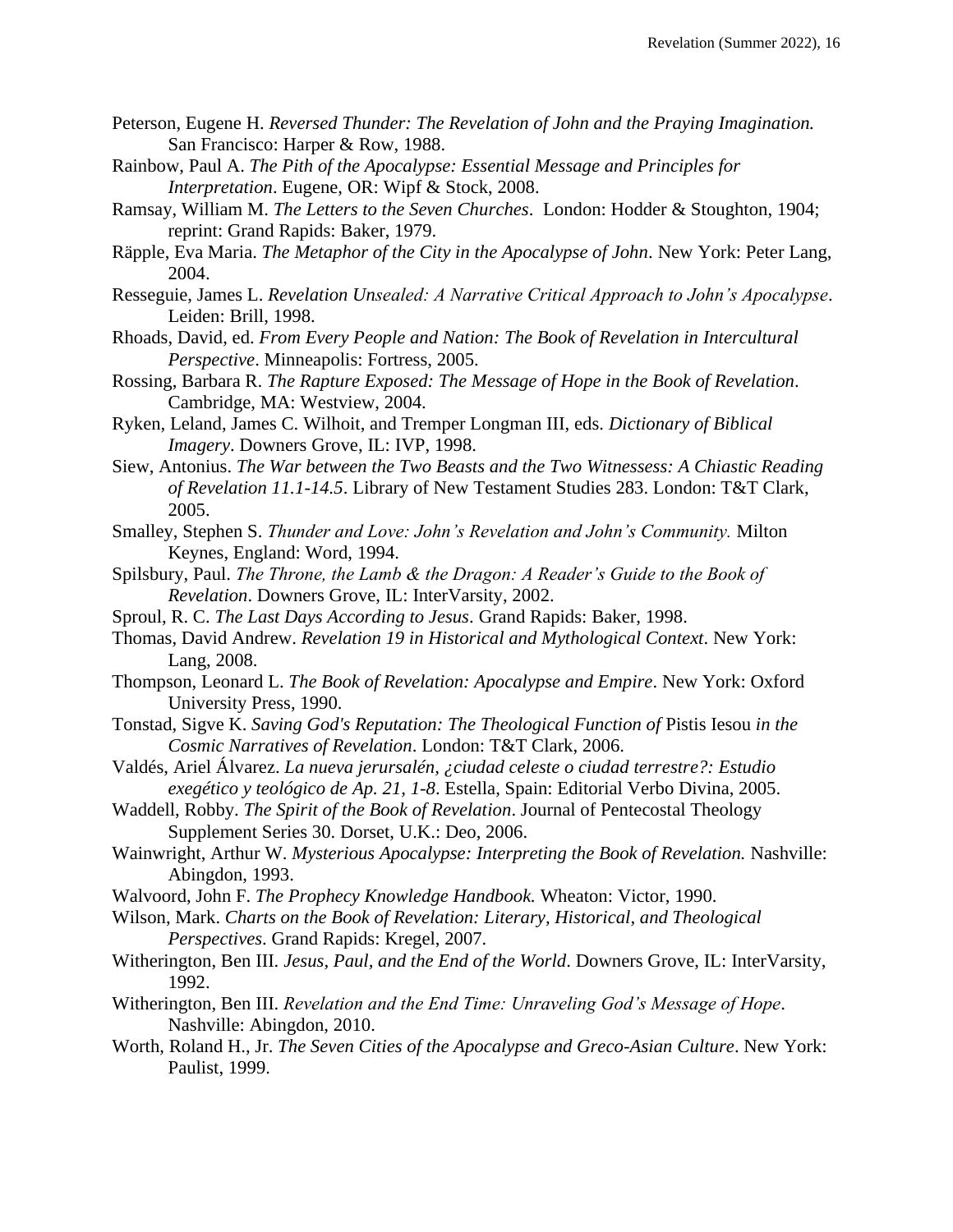Peterson, Eugene H. *Reversed Thunder: The Revelation of John and the Praying Imagination.* San Francisco: Harper & Row, 1988.

Rainbow, Paul A. *The Pith of the Apocalypse: Essential Message and Principles for Interpretation*. Eugene, OR: Wipf & Stock, 2008.

Ramsay, William M. *The Letters to the Seven Churches*. London: Hodder & Stoughton, 1904; reprint: Grand Rapids: Baker, 1979.

Räpple, Eva Maria. *The Metaphor of the City in the Apocalypse of John*. New York: Peter Lang, 2004.

Resseguie, James L. *Revelation Unsealed: A Narrative Critical Approach to John's Apocalypse*. Leiden: Brill, 1998.

Rhoads, David, ed. *From Every People and Nation: The Book of Revelation in Intercultural Perspective*. Minneapolis: Fortress, 2005.

Rossing, Barbara R. *The Rapture Exposed: The Message of Hope in the Book of Revelation*. Cambridge, MA: Westview, 2004.

Ryken, Leland, James C. Wilhoit, and Tremper Longman III, eds. *Dictionary of Biblical Imagery*. Downers Grove, IL: IVP, 1998.

Siew, Antonius. *The War between the Two Beasts and the Two Witnessess: A Chiastic Reading of Revelation 11.1-14.5*. Library of New Testament Studies 283. London: T&T Clark, 2005.

Smalley, Stephen S. *Thunder and Love: John's Revelation and John's Community.* Milton Keynes, England: Word, 1994.

Spilsbury, Paul. *The Throne, the Lamb & the Dragon: A Reader's Guide to the Book of Revelation*. Downers Grove, IL: InterVarsity, 2002.

Sproul, R. C. *The Last Days According to Jesus*. Grand Rapids: Baker, 1998.

Thomas, David Andrew. *Revelation 19 in Historical and Mythological Context*. New York: Lang, 2008.

Thompson, Leonard L. *The Book of Revelation: Apocalypse and Empire*. New York: Oxford University Press, 1990.

Tonstad, Sigve K. *Saving God's Reputation: The Theological Function of* Pistis Iesou *in the Cosmic Narratives of Revelation*. London: T&T Clark, 2006.

Valdés, Ariel Álvarez. *La nueva jerursalén, ¿ciudad celeste o ciudad terrestre?: Estudio exegético y teológico de Ap. 21, 1-8*. Estella, Spain: Editorial Verbo Divina, 2005.

Waddell, Robby. *The Spirit of the Book of Revelation*. Journal of Pentecostal Theology Supplement Series 30. Dorset, U.K.: Deo, 2006.

Wainwright, Arthur W. *Mysterious Apocalypse: Interpreting the Book of Revelation.* Nashville: Abingdon, 1993.

Walvoord, John F. *The Prophecy Knowledge Handbook.* Wheaton: Victor, 1990.

Wilson, Mark. *Charts on the Book of Revelation: Literary, Historical, and Theological Perspectives*. Grand Rapids: Kregel, 2007.

Witherington, Ben III. *Jesus, Paul, and the End of the World*. Downers Grove, IL: InterVarsity, 1992.

Witherington, Ben III. *Revelation and the End Time: Unraveling God's Message of Hope*. Nashville: Abingdon, 2010.

Worth, Roland H., Jr. *The Seven Cities of the Apocalypse and Greco-Asian Culture*. New York: Paulist, 1999.